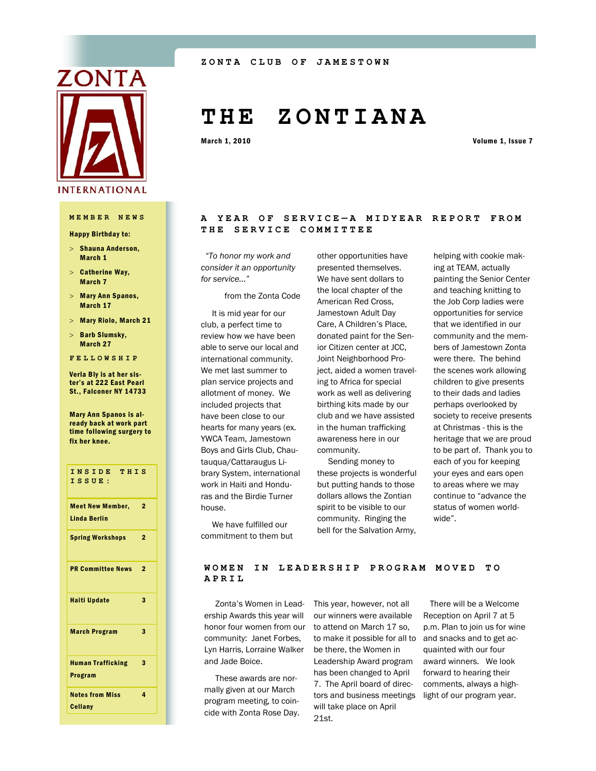ZONTA CLUB OF JAMESTOWN

# THE ZONTIANA

**March 1, 2010** — **Volume 1, Issue 7**

## MEMBER NEWS

**Happy Birthday to:**

- **Shauna Anderson, March 1**
- **Catherine Way, March 7**
- **Mary Ann Spanos, March 17**
- **Mary Riolo, March 21**
- **Barb Slumsky, March 27**

### FELLOWSHIP

**Verla Bly is at her sister's at 222 East Pearl St., Falconer NY 14733**

**Mary Ann Spanos is already back at work part time following surgery to fix her knee.**

### INSIDE THIS ISSUE:

| Article | Page |
|---|---|
| Meet New Member, Linda Berlin | 2 |
| Spring Workshops | 2 |
| PR Committee News | 2 |
| Haiti Update | 3 |
| March Program | 3 |
| Human Trafficking Program | 3 |
| Notes from Miss Cellany | 4 |

## A YEAR OF SERVICE—A MIDYEAR REPORT FROM THE SERVICE COMMITTEE

*"To honor my work and consider it an opportunity for service..."*

from the Zonta Code

It is mid year for our club, a perfect time to review how we have been able to serve our local and international community. We met last summer to plan service projects and allotment of money. We included projects that have been close to our hearts for many years (ex. YWCA Team, Jamestown Boys and Girls Club, Chautauqua/Cattaraugus Library System, international work in Haiti and Honduras and the Birdie Turner house.

We have fulfilled our commitment to them but other opportunities have presented themselves. We have sent dollars to the local chapter of the American Red Cross, Jamestown Adult Day Care, A Children's Place, donated paint for the Senior Citizen center at JCC, Joint Neighborhood Project, aided a women traveling to Africa for special work as well as delivering birthing kits made by our club and we have assisted in the human trafficking awareness here in our community.

Sending money to these projects is wonderful but putting hands to those dollars allows the Zontian spirit to be visible to our community. Ringing the bell for the Salvation Army, helping with cookie making at TEAM, actually painting the Senior Center and teaching knitting to the Job Corp ladies were opportunities for service that we identified in our community and the members of Jamestown Zonta were there. The behind the scenes work allowing children to give presents to their dads and ladies perhaps overlooked by society to receive presents at Christmas - this is the heritage that we are proud to be part of. Thank you to each of you for keeping your eyes and ears open to areas where we may continue to "advance the status of women worldwide".

## WOMEN IN LEADERSHIP PROGRAM MOVED TO APRIL

Zonta's Women in Leadership Awards this year will honor four women from our community: Janet Forbes, Lyn Harris, Lorraine Walker and Jade Boice.

These awards are normally given at our March program meeting, to coincide with Zonta Rose Day. This year, however, not all our winners were available to attend on March 17 so, to make it possible for all to be there, the Women in Leadership Award program has been changed to April 7. The April board of directors and business meetings will take place on April 21st.

There will be a Welcome Reception on April 7 at 5 p.m. Plan to join us for wine and snacks and to get acquainted with our four award winners. We look forward to hearing their comments, always a highlight of our program year.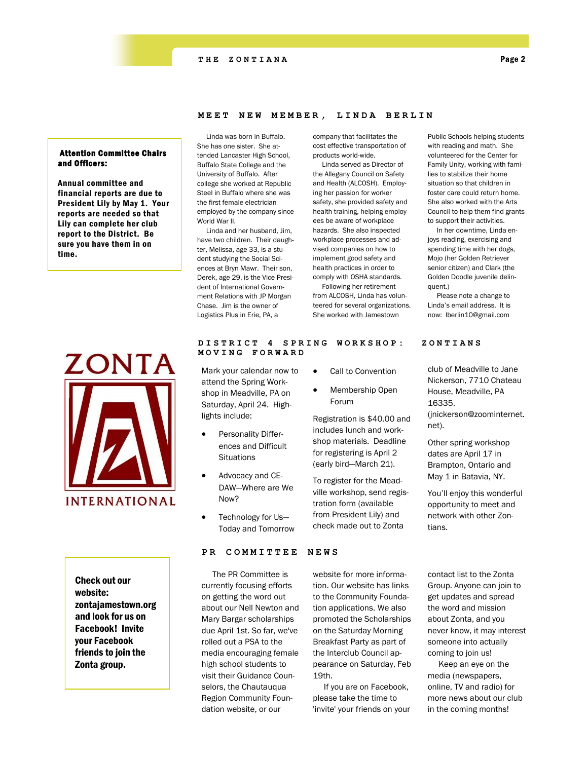## MEET NEW MEMBER, LINDA BERLIN

Linda was born in Buffalo. She has one sister. She attended Lancaster High School, Buffalo State College and the University of Buffalo. After college she worked at Republic Steel in Buffalo where she was the first female electrician employed by the company since World War II.

Linda and her husband, Jim, have two children. Their daughter, Melissa, age 33, is a student studying the Social Sciences at Bryn Mawr. Their son, Derek, age 29, is the Vice President of International Government Relations with JP Morgan Chase. Jim is the owner of Logistics Plus in Erie, PA, a company that facilitates the cost effective transportation of products world-wide.

Linda served as Director of the Allegany Council on Safety and Health (ALCOSH). Employing her passion for worker safety, she provided safety and health training, helping employees be aware of workplace hazards. She also inspected workplace processes and advised companies on how to implement good safety and health practices in order to comply with OSHA standards.

Following her retirement from ALCOSH, Linda has volunteered for several organizations. She worked with Jamestown Public Schools helping students with reading and math. She volunteered for the Center for Family Unity, working with families to stabilize their home situation so that children in foster care could return home. She also worked with the Arts Council to help them find grants to support their activities.

In her downtime, Linda enjoys reading, exercising and spending time with her dogs, Mojo (her Golden Retriever senior citizen) and Clark (the Golden Doodle juvenile delinquent.)

Please note a change to Linda's email address. It is now: lberlin10@gmail.com

**Attention Committee Chairs and Officers:**

**Annual committee and financial reports are due to President Lily by May 1. Your reports are needed so that Lily can complete her club report to the District. Be sure you have them in on time.**

ZONTA INTERNATIONAL

## DISTRICT 4 SPRING WORKSHOP: ZONTIANS MOVING FORWARD

Mark your calendar now to attend the Spring Workshop in Meadville, PA on Saturday, April 24. Highlights include:

- Personality Differences and Difficult Situations
- Advocacy and CEDAW—Where are We Now?
- Technology for Us—Today and Tomorrow
- Call to Convention
- Membership Open Forum

Registration is $40.00 and includes lunch and workshop materials. Deadline for registering is April 2 (early bird—March 21).

To register for the Meadville workshop, send registration form (available from President Lily) and check made out to Zonta club of Meadville to Jane Nickerson, 7710 Chateau House, Meadville, PA 16335. (jnickerson@zoominternet.net).

Other spring workshop dates are April 17 in Brampton, Ontario and May 1 in Batavia, NY.

You'll enjoy this wonderful opportunity to meet and network with other Zontians.

## PR COMMITTEE NEWS

The PR Committee is currently focusing efforts on getting the word out about our Nell Newton and Mary Bargar scholarships due April 1st. So far, we've rolled out a PSA to the media encouraging female high school students to visit their Guidance Counselors, the Chautauqua Region Community Foundation website, or our website for more information. Our website has links to the Community Foundation applications. We also promoted the Scholarships on the Saturday Morning Breakfast Party as part of the Interclub Council appearance on Saturday, Feb 19th.

If you are on Facebook, please take the time to 'invite' your friends on your contact list to the Zonta Group. Anyone can join to get updates and spread the word and mission about Zonta, and you never know, it may interest someone into actually coming to join us!

Keep an eye on the media (newspapers, online, TV and radio) for more news about our club in the coming months!

**Check out our website: zontajamestown.org and look for us on Facebook! Invite your Facebook friends to join the Zonta group.**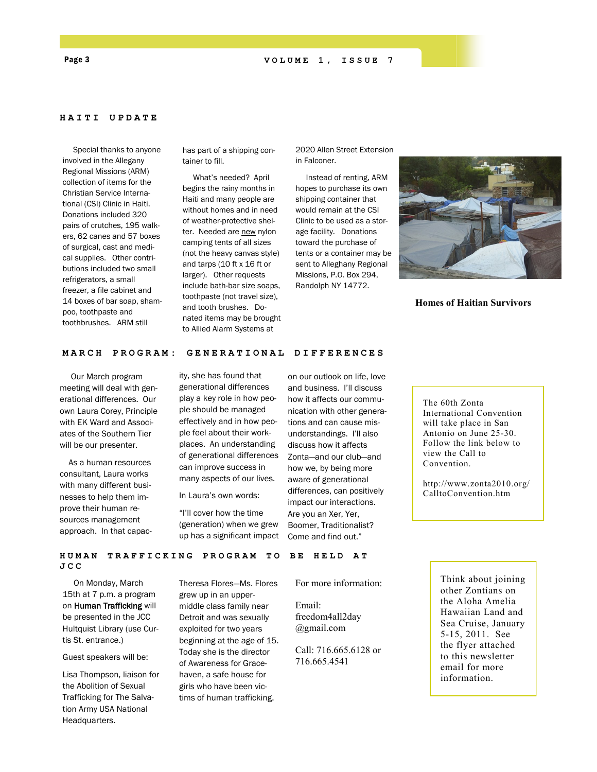## HAITI UPDATE

Special thanks to anyone involved in the Allegany Regional Missions (ARM) collection of items for the Christian Service International (CSI) Clinic in Haiti. Donations included 320 pairs of crutches, 195 walkers, 62 canes and 57 boxes of surgical, cast and medical supplies. Other contributions included two small refrigerators, a small freezer, a file cabinet and 14 boxes of bar soap, shampoo, toothpaste and toothbrushes. ARM still has part of a shipping container to fill.

What's needed? April begins the rainy months in Haiti and many people are without homes and in need of weather-protective shelter. Needed are new nylon camping tents of all sizes (not the heavy canvas style) and tarps (10 ft x 16 ft or larger). Other requests include bath-bar size soaps, toothpaste (not travel size), and tooth brushes. Donated items may be brought to Allied Alarm Systems at 2020 Allen Street Extension in Falconer.

Instead of renting, ARM hopes to purchase its own shipping container that would remain at the CSI Clinic to be used as a storage facility. Donations toward the purchase of tents or a container may be sent to Alleghany Regional Missions, P.O. Box 294, Randolph NY 14772.

**Homes of Haitian Survivors**

## MARCH PROGRAM: GENERATIONAL DIFFERENCES

Our March program meeting will deal with generational differences. Our own Laura Corey, Principle with EK Ward and Associates of the Southern Tier will be our presenter.

As a human resources consultant, Laura works with many different businesses to help them improve their human resources management approach. In that capacity, she has found that generational differences play a key role in how people should be managed effectively and in how people feel about their workplaces. An understanding of generational differences can improve success in many aspects of our lives.

In Laura's own words:

"I'll cover how the time (generation) when we grew up has a significant impact on our outlook on life, love and business. I'll discuss how it affects our communication with other generations and can cause misunderstandings. I'll also discuss how it affects Zonta—and our club—and how we, by being more aware of generational differences, can positively impact our interactions. Are you an Xer, Yer, Boomer, Traditionalist? Come and find out."

The 60th Zonta International Convention will take place in San Antonio on June 25-30. Follow the link below to view the Call to Convention.

http://www.zonta2010.org/CalltoConvention.htm

## HUMAN TRAFFICKING PROGRAM TO BE HELD AT JCC

On Monday, March 15th at 7 p.m. a program on **Human Trafficking** will be presented in the JCC Hultquist Library (use Curtis St. entrance.)

Guest speakers will be:

Lisa Thompson, liaison for the Abolition of Sexual Trafficking for The Salvation Army USA National Headquarters.

Theresa Flores—Ms. Flores grew up in an upper-middle class family near Detroit and was sexually exploited for two years beginning at the age of 15. Today she is the director of Awareness for Gracehaven, a safe house for girls who have been victims of human trafficking.

For more information:

Email: freedom4all2day@gmail.com

Call: 716.665.6128 or 716.665.4541

Think about joining other Zontians on the Aloha Amelia Hawaiian Land and Sea Cruise, January 5-15, 2011. See the flyer attached to this newsletter email for more information.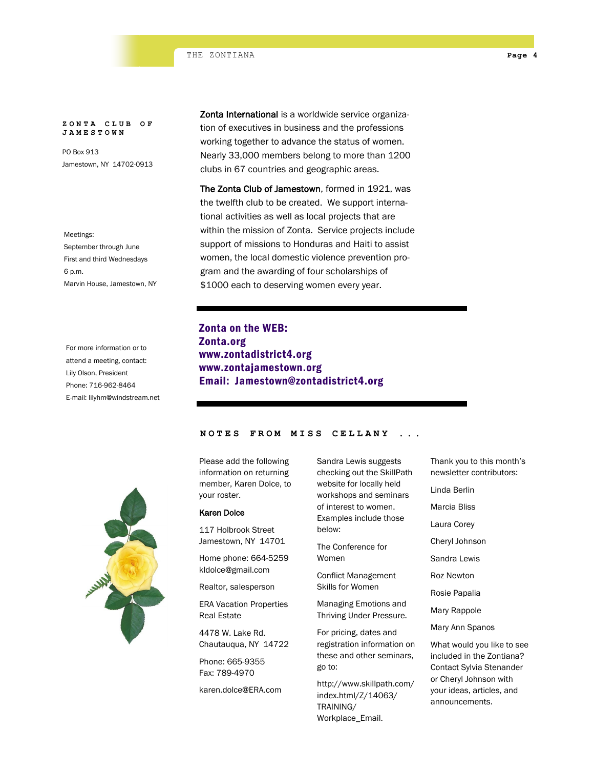**ZONTA CLUB OF JAMESTOWN**

PO Box 913
Jamestown, NY 14702-0913

Meetings:
September through June
First and third Wednesdays
6 p.m.
Marvin House, Jamestown, NY

For more information or to attend a meeting, contact:
Lily Olson, President
Phone: 716-962-8464
E-mail: lilyhm@windstream.net

**Zonta International** is a worldwide service organization of executives in business and the professions working together to advance the status of women. Nearly 33,000 members belong to more than 1200 clubs in 67 countries and geographic areas.

**The Zonta Club of Jamestown**, formed in 1921, was the twelfth club to be created. We support international activities as well as local projects that are within the mission of Zonta. Service projects include support of missions to Honduras and Haiti to assist women, the local domestic violence prevention program and the awarding of four scholarships of $1000 each to deserving women every year.

**Zonta on the WEB:**
**Zonta.org**
**www.zontadistrict4.org**
**www.zontajamestown.org**
**Email: Jamestown@zontadistrict4.org**

## NOTES FROM MISS CELLANY . . .

Please add the following information on returning member, Karen Dolce, to your roster.

**Karen Dolce**

117 Holbrook Street
Jamestown, NY 14701

Home phone: 664-5259
kldolce@gmail.com

Realtor, salesperson

ERA Vacation Properties Real Estate

4478 W. Lake Rd.
Chautauqua, NY 14722

Phone: 665-9355
Fax: 789-4970

karen.dolce@ERA.com

Sandra Lewis suggests checking out the SkillPath website for locally held workshops and seminars of interest to women. Examples include those below:

The Conference for Women

Conflict Management Skills for Women

Managing Emotions and Thriving Under Pressure.

For pricing, dates and registration information on these and other seminars, go to:

http://www.skillpath.com/index.html/Z/14063/TRAINING/Workplace_Email.

Thank you to this month's newsletter contributors:

Linda Berlin

Marcia Bliss

Laura Corey

Cheryl Johnson

Sandra Lewis

Roz Newton

Rosie Papalia

Mary Rappole

Mary Ann Spanos

What would you like to see included in the Zontiana? Contact Sylvia Stenander or Cheryl Johnson with your ideas, articles, and announcements.